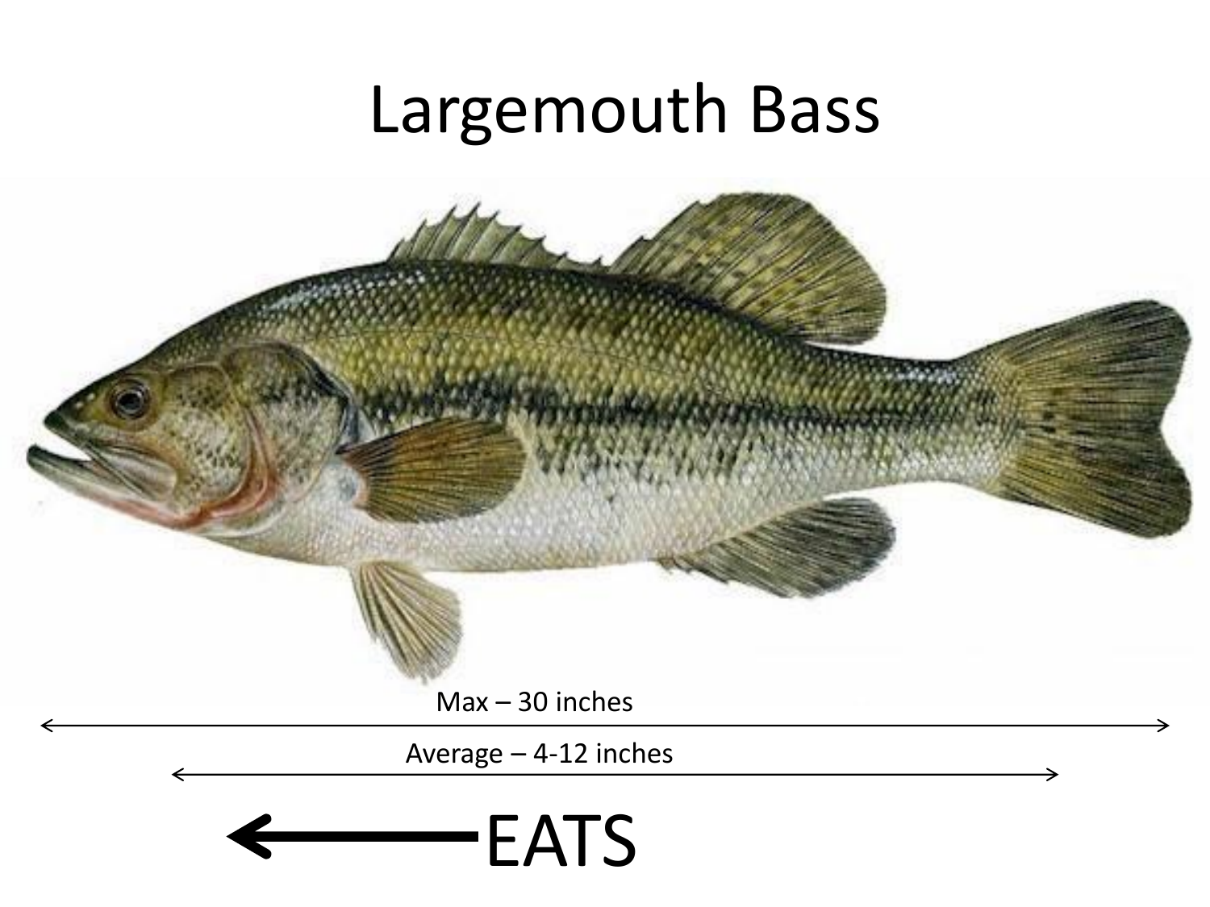# Largemouth Bass

Max – 30 inches

Average – 4-12 inches

EATS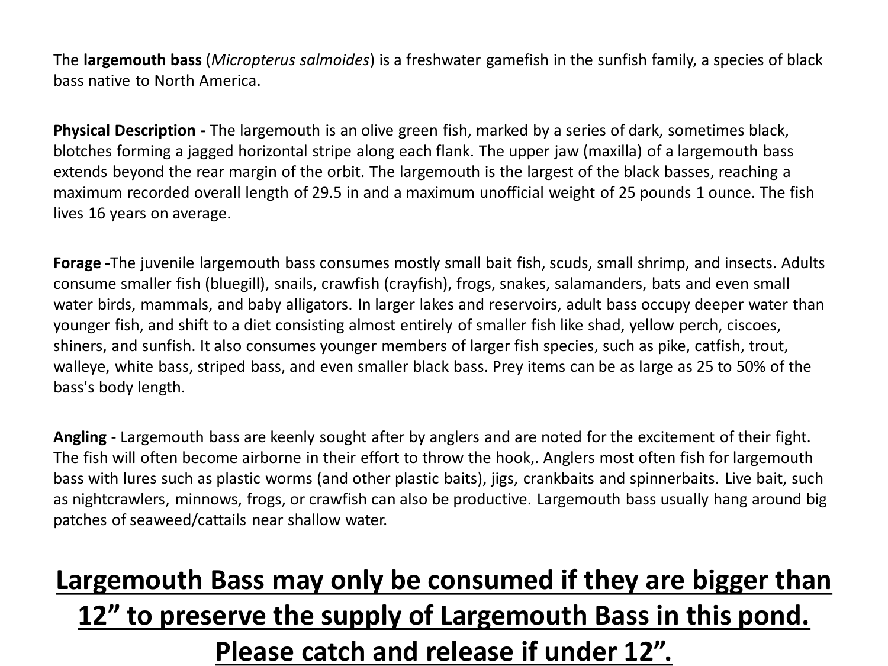The **largemouth bass** (*Micropterus salmoides*) is a freshwater gamefish in the sunfish family, a species of black bass native to North America.

**Physical Description -** The largemouth is an olive green fish, marked by a series of dark, sometimes black, blotches forming a jagged horizontal stripe along each flank. The upper jaw (maxilla) of a largemouth bass extends beyond the rear margin of the orbit. The largemouth is the largest of the black basses, reaching a maximum recorded overall length of 29.5 in and a maximum unofficial weight of 25 pounds 1 ounce. The fish lives 16 years on average.

**Forage -**The juvenile largemouth bass consumes mostly small bait fish, scuds, small shrimp, and insects. Adults consume smaller fish (bluegill), snails, crawfish (crayfish), frogs, snakes, salamanders, bats and even small water birds, mammals, and baby alligators. In larger lakes and reservoirs, adult bass occupy deeper water than younger fish, and shift to a diet consisting almost entirely of smaller fish like shad, yellow perch, ciscoes, shiners, and sunfish. It also consumes younger members of larger fish species, such as pike, catfish, trout, walleye, white bass, striped bass, and even smaller black bass. Prey items can be as large as 25 to 50% of the bass's body length.

**Angling** - Largemouth bass are keenly sought after by anglers and are noted for the excitement of their fight. The fish will often become airborne in their effort to throw the hook,. Anglers most often fish for largemouth bass with lures such as plastic worms (and other plastic baits), jigs, crankbaits and spinnerbaits. Live bait, such as nightcrawlers, minnows, frogs, or crawfish can also be productive. Largemouth bass usually hang around big patches of seaweed/cattails near shallow water.

**<u>Largemouth Bass may only be consumed if they are bigger than 12” to preserve the supply of Largemouth Bass in this pond. Please catch and release if under 12”.</u>**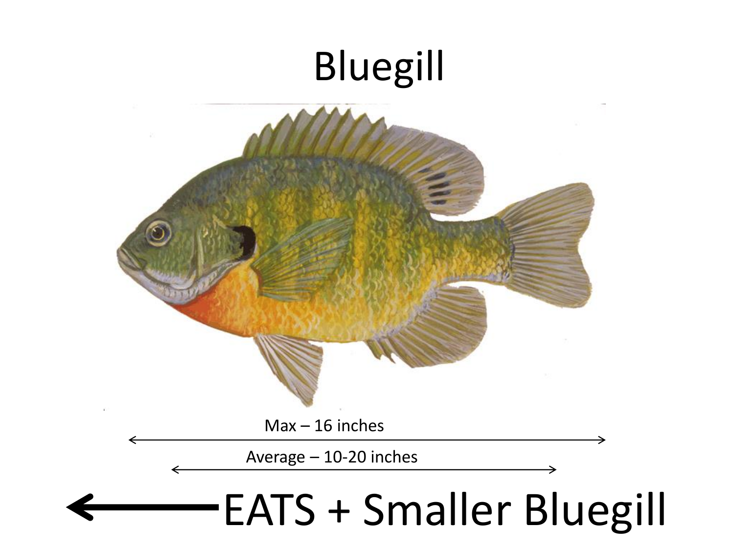# Bluegill

Max – 16 inches

Average – 10-20 inches

EATS + Smaller Bluegill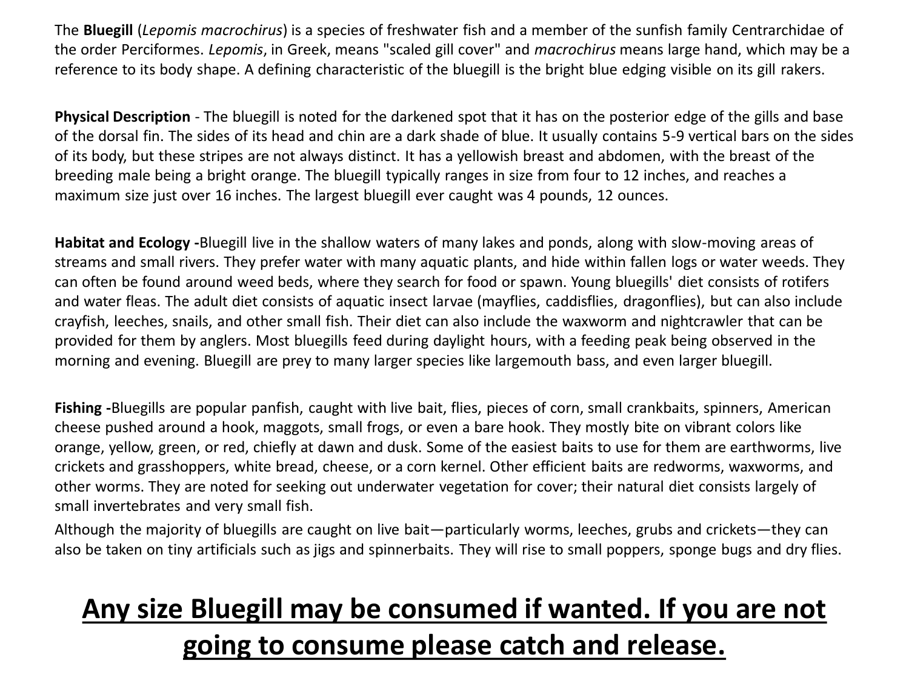The **Bluegill** (*Lepomis macrochirus*) is a species of freshwater fish and a member of the sunfish family Centrarchidae of the order Perciformes. *Lepomis*, in Greek, means "scaled gill cover" and *macrochirus* means large hand, which may be a reference to its body shape. A defining characteristic of the bluegill is the bright blue edging visible on its gill rakers.

**Physical Description** - The bluegill is noted for the darkened spot that it has on the posterior edge of the gills and base of the dorsal fin. The sides of its head and chin are a dark shade of blue. It usually contains 5-9 vertical bars on the sides of its body, but these stripes are not always distinct. It has a yellowish breast and abdomen, with the breast of the breeding male being a bright orange. The bluegill typically ranges in size from four to 12 inches, and reaches a maximum size just over 16 inches. The largest bluegill ever caught was 4 pounds, 12 ounces.

**Habitat and Ecology -**Bluegill live in the shallow waters of many lakes and ponds, along with slow-moving areas of streams and small rivers. They prefer water with many aquatic plants, and hide within fallen logs or water weeds. They can often be found around weed beds, where they search for food or spawn. Young bluegills' diet consists of rotifers and water fleas. The adult diet consists of aquatic insect larvae (mayflies, caddisflies, dragonflies), but can also include crayfish, leeches, snails, and other small fish. Their diet can also include the waxworm and nightcrawler that can be provided for them by anglers. Most bluegills feed during daylight hours, with a feeding peak being observed in the morning and evening. Bluegill are prey to many larger species like largemouth bass, and even larger bluegill.

**Fishing -**Bluegills are popular panfish, caught with live bait, flies, pieces of corn, small crankbaits, spinners, American cheese pushed around a hook, maggots, small frogs, or even a bare hook. They mostly bite on vibrant colors like orange, yellow, green, or red, chiefly at dawn and dusk. Some of the easiest baits to use for them are earthworms, live crickets and grasshoppers, white bread, cheese, or a corn kernel. Other efficient baits are redworms, waxworms, and other worms. They are noted for seeking out underwater vegetation for cover; their natural diet consists largely of small invertebrates and very small fish.

Although the majority of bluegills are caught on live bait—particularly worms, leeches, grubs and crickets—they can also be taken on tiny artificials such as jigs and spinnerbaits. They will rise to small poppers, sponge bugs and dry flies.

## <u>Any size Bluegill may be consumed if wanted. If you are not going to consume please catch and release.</u>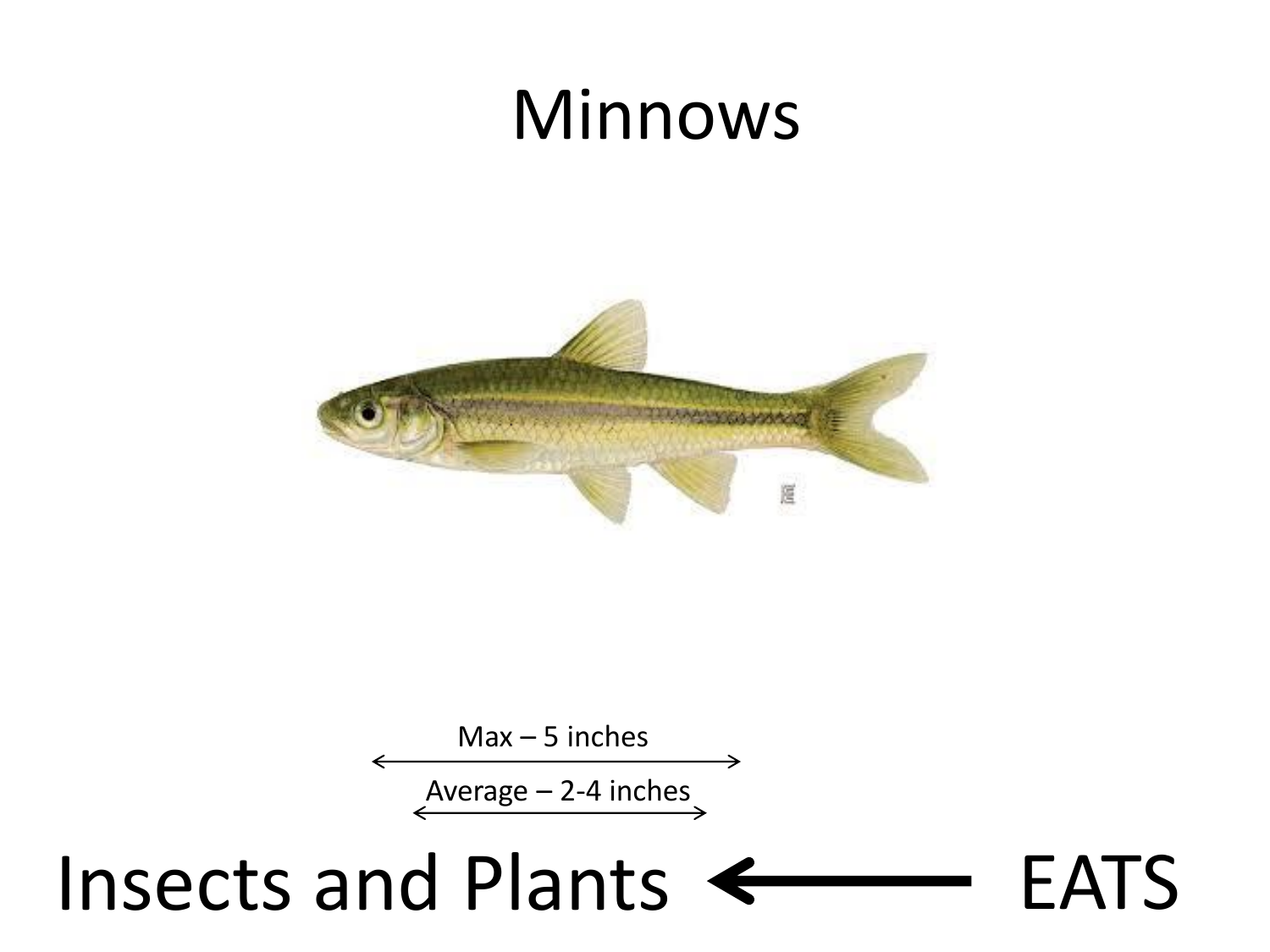# Minnows

Max – 5 inches

Average – 2-4 inches

Insects and Plants ← EATS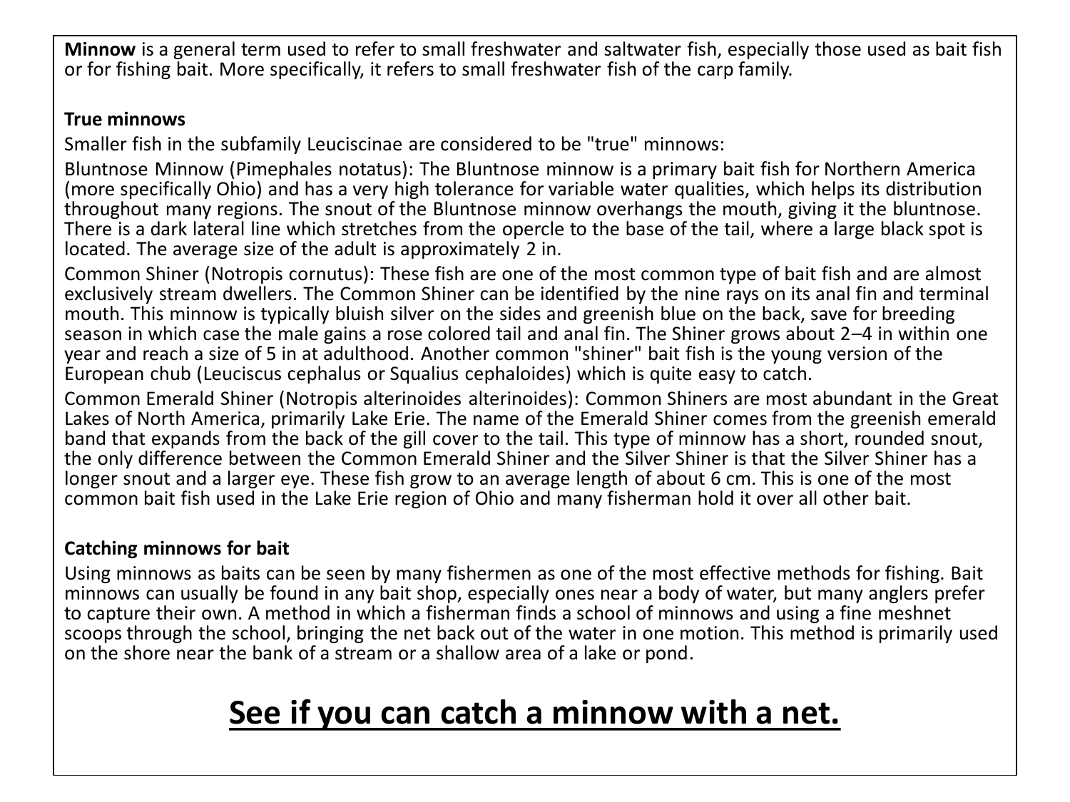**Minnow** is a general term used to refer to small freshwater and saltwater fish, especially those used as bait fish or for fishing bait. More specifically, it refers to small freshwater fish of the carp family.

**True minnows**

Smaller fish in the subfamily Leuciscinae are considered to be "true" minnows:

Bluntnose Minnow (Pimephales notatus): The Bluntnose minnow is a primary bait fish for Northern America (more specifically Ohio) and has a very high tolerance for variable water qualities, which helps its distribution throughout many regions. The snout of the Bluntnose minnow overhangs the mouth, giving it the bluntnose. There is a dark lateral line which stretches from the opercle to the base of the tail, where a large black spot is located. The average size of the adult is approximately 2 in.

Common Shiner (Notropis cornutus): These fish are one of the most common type of bait fish and are almost exclusively stream dwellers. The Common Shiner can be identified by the nine rays on its anal fin and terminal mouth. This minnow is typically bluish silver on the sides and greenish blue on the back, save for breeding season in which case the male gains a rose colored tail and anal fin. The Shiner grows about 2–4 in within one year and reach a size of 5 in at adulthood. Another common "shiner" bait fish is the young version of the European chub (Leuciscus cephalus or Squalius cephaloides) which is quite easy to catch.

Common Emerald Shiner (Notropis alterinoides alterinoides): Common Shiners are most abundant in the Great Lakes of North America, primarily Lake Erie. The name of the Emerald Shiner comes from the greenish emerald band that expands from the back of the gill cover to the tail. This type of minnow has a short, rounded snout, the only difference between the Common Emerald Shiner and the Silver Shiner is that the Silver Shiner has a longer snout and a larger eye. These fish grow to an average length of about 6 cm. This is one of the most common bait fish used in the Lake Erie region of Ohio and many fisherman hold it over all other bait.

**Catching minnows for bait**

Using minnows as baits can be seen by many fishermen as one of the most effective methods for fishing. Bait minnows can usually be found in any bait shop, especially ones near a body of water, but many anglers prefer to capture their own. A method in which a fisherman finds a school of minnows and using a fine meshnet scoops through the school, bringing the net back out of the water in one motion. This method is primarily used on the shore near the bank of a stream or a shallow area of a lake or pond.

## **<u>See if you can catch a minnow with a net.</u>**